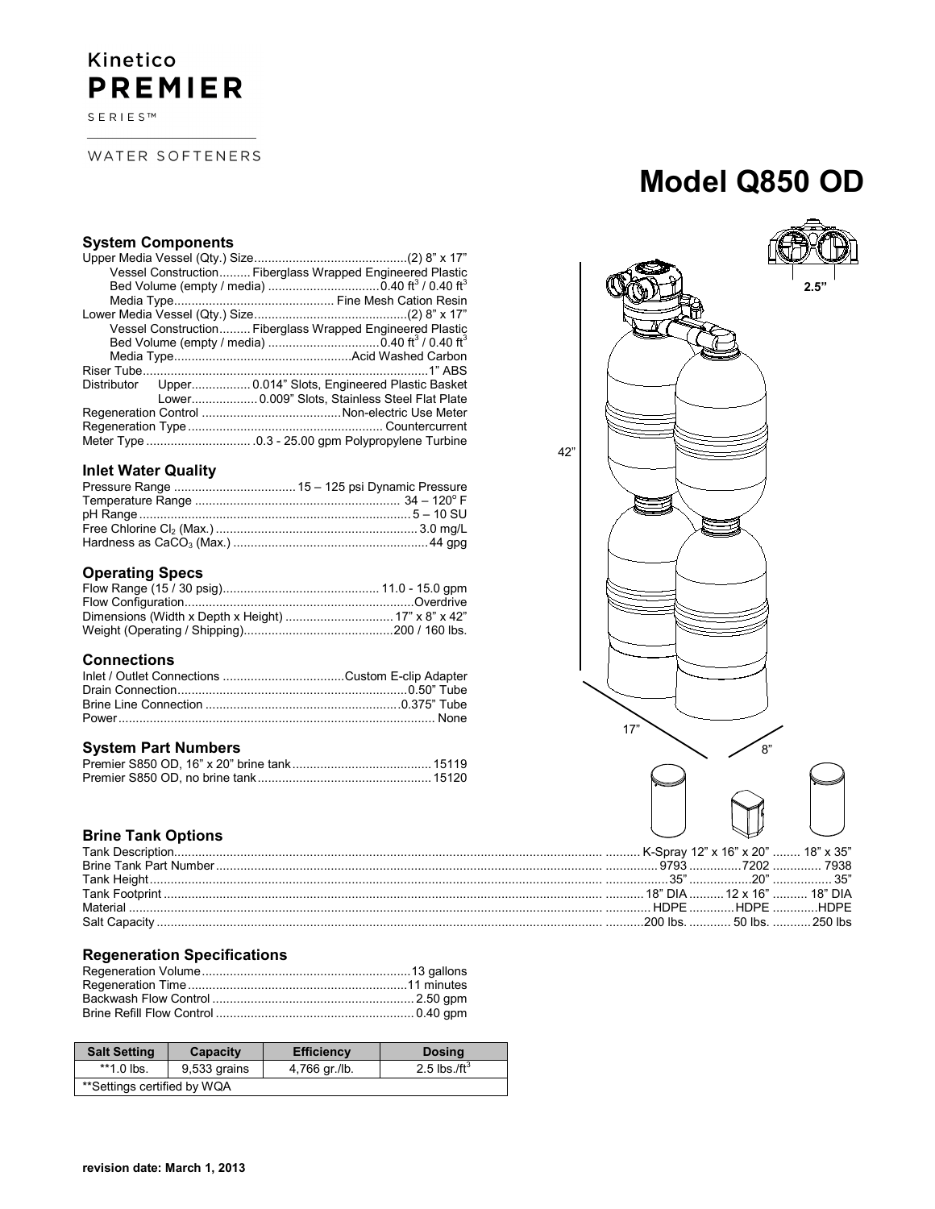Kinetico
**PREMIER**
SERIES™

WATER SOFTENERS

# Model Q850 OD

## System Components

| | |
|---|---|
| Upper Media Vessel (Qty.) Size | (2) 8" x 17" |
| Vessel Construction | Fiberglass Wrapped Engineered Plastic |
| Bed Volume (empty / media) | 0.40 $ft^3$ / 0.40 $ft^3$ |
| Media Type | Fine Mesh Cation Resin |
| Lower Media Vessel (Qty.) Size | (2) 8" x 17" |
| Vessel Construction | Fiberglass Wrapped Engineered Plastic |
| Bed Volume (empty / media) | 0.40 $ft^3$ / 0.40 $ft^3$ |
| Media Type | Acid Washed Carbon |
| Riser Tube | 1" ABS |
| Distributor Upper | 0.014" Slots, Engineered Plastic Basket |
| Distributor Lower | 0.009" Slots, Stainless Steel Flat Plate |
| Regeneration Control | Non-electric Use Meter |
| Regeneration Type | Countercurrent |
| Meter Type | 0.3 - 25.00 gpm Polypropylene Turbine |

## Inlet Water Quality

| | |
|---|---|
| Pressure Range | 15 – 125 psi Dynamic Pressure |
| Temperature Range | 34 – 120° F |
| pH Range | 5 – 10 SU |
| Free Chlorine $Cl_2$ (Max.) | 3.0 mg/L |
| Hardness as $CaCO_3$ (Max.) | 44 gpg |

## Operating Specs

| | |
|---|---|
| Flow Range (15 / 30 psig) | 11.0 - 15.0 gpm |
| Flow Configuration | Overdrive |
| Dimensions (Width x Depth x Height) | 17" x 8" x 42" |
| Weight (Operating / Shipping) | 200 / 160 lbs. |

## Connections

| | |
|---|---|
| Inlet / Outlet Connections | Custom E-clip Adapter |
| Drain Connection | 0.50" Tube |
| Brine Line Connection | 0.375" Tube |
| Power | None |

## System Part Numbers

| | |
|---|---|
| Premier S850 OD, 16" x 20" brine tank | 15119 |
| Premier S850 OD, no brine tank | 15120 |

42" 17" 8" 2.5"

## Brine Tank Options

| | | | |
|---|---|---|---|
| Tank Description | K-Spray | 12" x 16" x 20" | 18" x 35" |
| Brine Tank Part Number | 9793 | 7202 | 7938 |
| Tank Height | 35" | 20" | 35" |
| Tank Footprint | 18" DIA | 12 x 16" | 18" DIA |
| Material | HDPE | HDPE | HDPE |
| Salt Capacity | 200 lbs. | 50 lbs. | 250 lbs |

## Regeneration Specifications

| | |
|---|---|
| Regeneration Volume | 13 gallons |
| Regeneration Time | 11 minutes |
| Backwash Flow Control | 2.50 gpm |
| Brine Refill Flow Control | 0.40 gpm |

| Salt Setting | Capacity | Efficiency | Dosing |
|---|---|---|---|
| **1.0 lbs. | 9,533 grains | 4,766 gr./lb. | 2.5 lbs./$ft^3$ |
| **Settings certified by WQA | | | |

**revision date: March 1, 2013**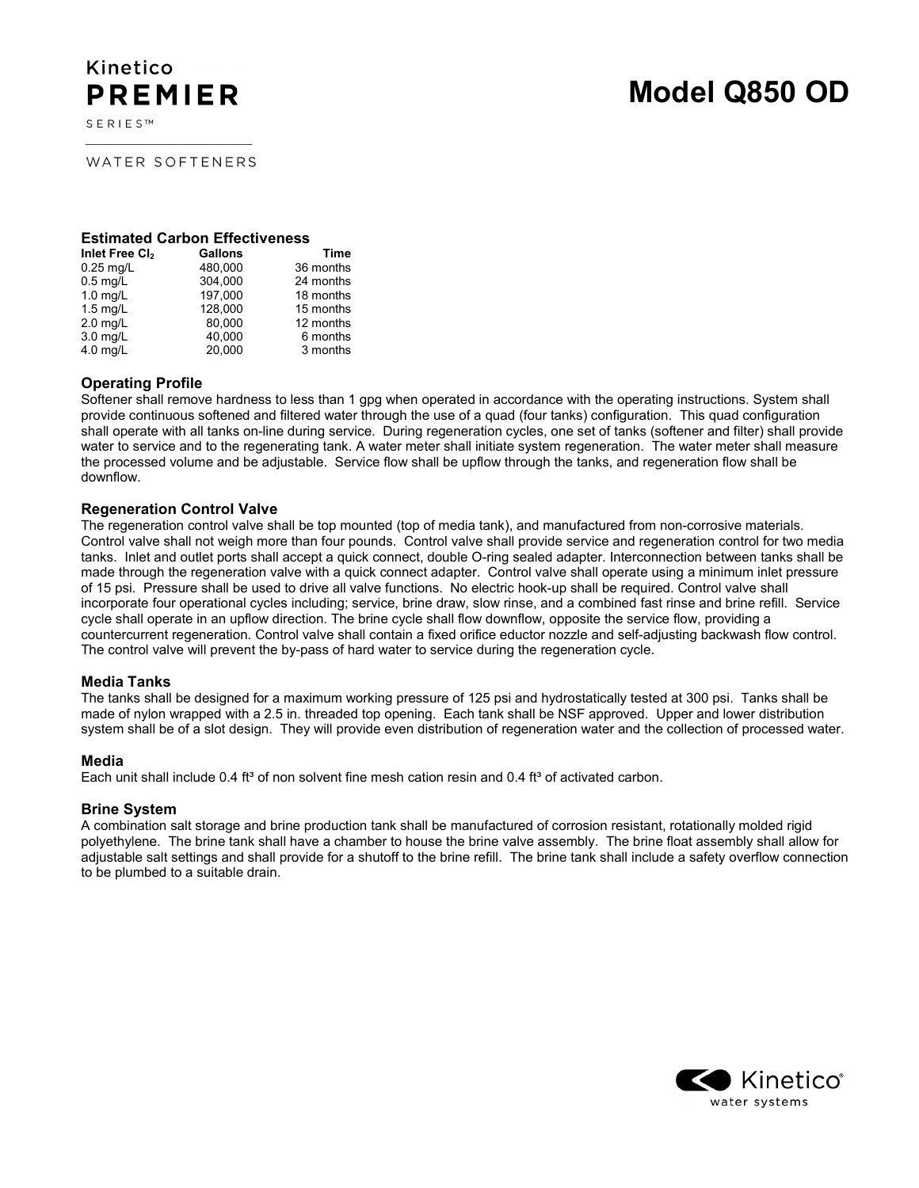Kinetico
**PREMIER**
SERIES™

WATER SOFTENERS

# Model Q850 OD

### Estimated Carbon Effectiveness

| Inlet Free $Cl_2$ | Gallons | Time |
|---|---|---|
| 0.25 mg/L | 480,000 | 36 months |
| 0.5 mg/L | 304,000 | 24 months |
| 1.0 mg/L | 197,000 | 18 months |
| 1.5 mg/L | 128,000 | 15 months |
| 2.0 mg/L | 80,000 | 12 months |
| 3.0 mg/L | 40,000 | 6 months |
| 4.0 mg/L | 20,000 | 3 months |

### Operating Profile

Softener shall remove hardness to less than 1 gpg when operated in accordance with the operating instructions. System shall provide continuous softened and filtered water through the use of a quad (four tanks) configuration. This quad configuration shall operate with all tanks on-line during service. During regeneration cycles, one set of tanks (softener and filter) shall provide water to service and to the regenerating tank. A water meter shall initiate system regeneration. The water meter shall measure the processed volume and be adjustable. Service flow shall be upflow through the tanks, and regeneration flow shall be downflow.

### Regeneration Control Valve

The regeneration control valve shall be top mounted (top of media tank), and manufactured from non-corrosive materials. Control valve shall not weigh more than four pounds. Control valve shall provide service and regeneration control for two media tanks. Inlet and outlet ports shall accept a quick connect, double O-ring sealed adapter. Interconnection between tanks shall be made through the regeneration valve with a quick connect adapter. Control valve shall operate using a minimum inlet pressure of 15 psi. Pressure shall be used to drive all valve functions. No electric hook-up shall be required. Control valve shall incorporate four operational cycles including; service, brine draw, slow rinse, and a combined fast rinse and brine refill. Service cycle shall operate in an upflow direction. The brine cycle shall flow downflow, opposite the service flow, providing a countercurrent regeneration. Control valve shall contain a fixed orifice eductor nozzle and self-adjusting backwash flow control. The control valve will prevent the by-pass of hard water to service during the regeneration cycle.

### Media Tanks

The tanks shall be designed for a maximum working pressure of 125 psi and hydrostatically tested at 300 psi. Tanks shall be made of nylon wrapped with a 2.5 in. threaded top opening. Each tank shall be NSF approved. Upper and lower distribution system shall be of a slot design. They will provide even distribution of regeneration water and the collection of processed water.

### Media

Each unit shall include 0.4 $ft^3$ of non solvent fine mesh cation resin and 0.4 $ft^3$ of activated carbon.

### Brine System

A combination salt storage and brine production tank shall be manufactured of corrosion resistant, rotationally molded rigid polyethylene. The brine tank shall have a chamber to house the brine valve assembly. The brine float assembly shall allow for adjustable salt settings and shall provide for a shutoff to the brine refill. The brine tank shall include a safety overflow connection to be plumbed to a suitable drain.

Kinetico®
water systems